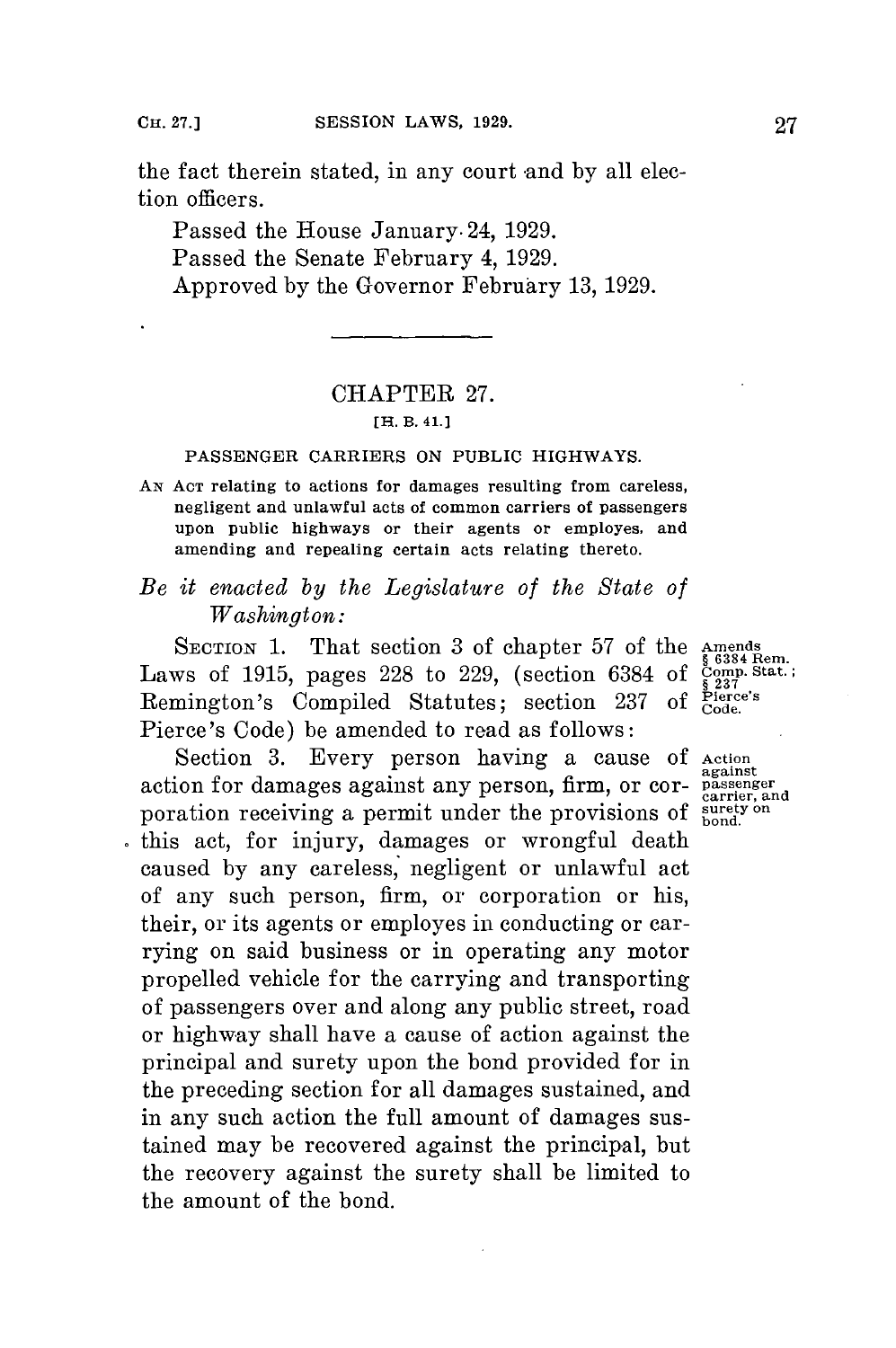the fact therein stated, in any court and by all election officers.

Passed the House January 24, 1929.

Passed the Senate February 4, 1929.

Approved by the Governor February 13, 1929.

---

## CHAPTER 27.

[H. B. 41.]

### PASSENGER CARRIERS ON PUBLIC HIGHWAYS.

AN ACT relating to actions for damages resulting from careless, negligent and unlawful acts of common carriers of passengers upon public highways or their agents or employes, and amending and repealing certain acts relating thereto.

*Be it enacted by the Legislature of the State of Washington:*

SECTION 1. That section 3 of chapter 57 of the Laws of 1915, pages 228 to 229, (section 6384 of Remington's Compiled Statutes; section 237 of Pierce's Code) be amended to read as follows:

Amends § 6384 Rem. Comp. Stat.; § 237 Pierce's Code.

Section 3. Every person having a cause of action for damages against any person, firm, or corporation receiving a permit under the provisions of this act, for injury, damages or wrongful death caused by any careless, negligent or unlawful act of any such person, firm, or corporation or his, their, or its agents or employes in conducting or carrying on said business or in operating any motor propelled vehicle for the carrying and transporting of passengers over and along any public street, road or highway shall have a cause of action against the principal and surety upon the bond provided for in the preceding section for all damages sustained, and in any such action the full amount of damages sustained may be recovered against the principal, but the recovery against the surety shall be limited to the amount of the bond.

Action against passenger carrier, and surety on bond.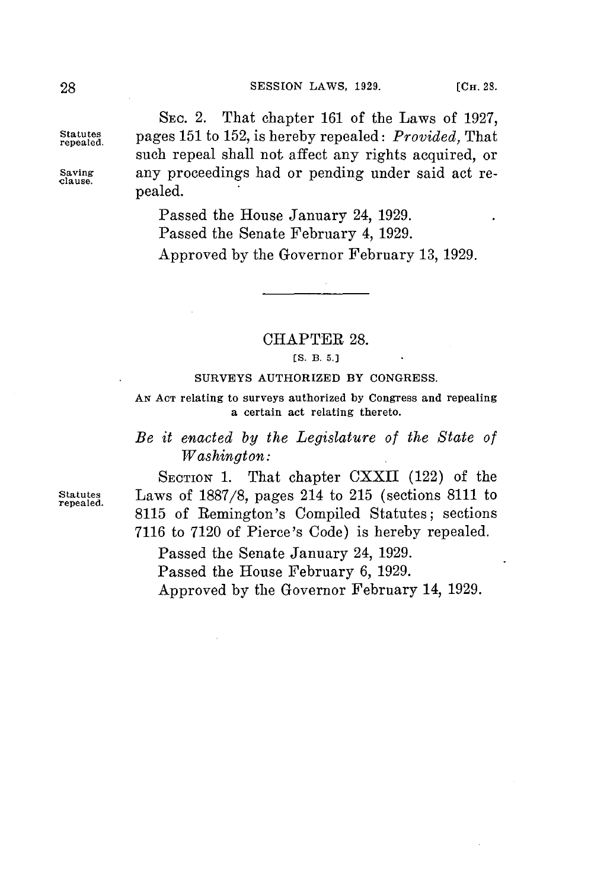SEC. 2. That chapter 161 of the Laws of 1927, pages 151 to 152, is hereby repealed: *Provided,* That such repeal shall not affect any rights acquired, or any proceedings had or pending under said act repealed.

Statutes repealed.

Saving clause.

Passed the House January 24, 1929.
Passed the Senate February 4, 1929.
Approved by the Governor February 13, 1929.

---

## CHAPTER 28.

[S. B. 5.]

### SURVEYS AUTHORIZED BY CONGRESS.

AN ACT relating to surveys authorized by Congress and repealing a certain act relating thereto.

*Be it enacted by the Legislature of the State of Washington:*

SECTION 1. That chapter CXXII (122) of the Laws of 1887/8, pages 214 to 215 (sections 8111 to 8115 of Remington's Compiled Statutes; sections 7116 to 7120 of Pierce's Code) is hereby repealed.

Statutes repealed.

Passed the Senate January 24, 1929.
Passed the House February 6, 1929.
Approved by the Governor February 14, 1929.